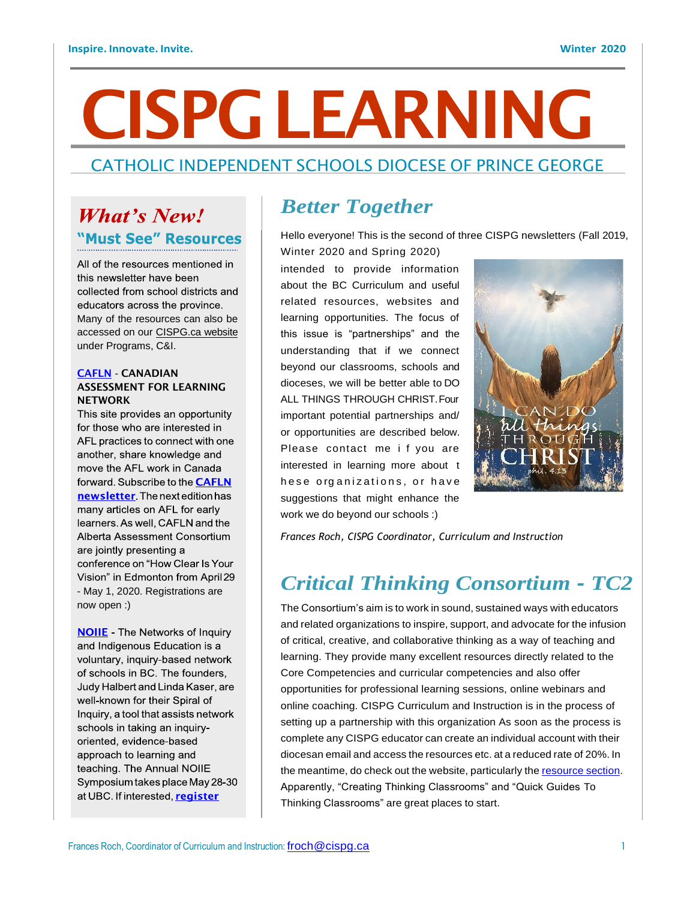Inspire. Innovate. Invite. Winter 2020

# CISPG LEARNING

## CATHOLIC INDEPENDENT SCHOOLS DIOCESE OF PRINCE GEORGE

## *What's New!*

### "Must See" Resources

All of the resources mentioned in this newsletter have been collected from school districts and educators across the province. Many of the resources can also be accessed on our CISPG.ca website under Programs, C&I.

**CAFLN - CANADIAN ASSESSMENT FOR LEARNING NETWORK**

This site provides an opportunity for those who are interested in AFL practices to connect with one another, share knowledge and move the AFL work in Canada forward. Subscribe to the **CAFLN newsletter**. The next edition has many articles on AFL for early learners. As well, CAFLN and the Alberta Assessment Consortium are jointly presenting a conference on "How Clear Is Your Vision" in Edmonton from April 29 - May 1, 2020. Registrations are now open :)

**NOIIE** - The Networks of Inquiry and Indigenous Education is a voluntary, inquiry-based network of schools in BC. The founders, Judy Halbert and Linda Kaser, are well-known for their Spiral of Inquiry, a tool that assists network schools in taking an inquiry-oriented, evidence-based approach to learning and teaching. The Annual NOIIE Symposium takes place May 28-30 at UBC. If interested, **register**

## *Better Together*

Hello everyone! This is the second of three CISPG newsletters (Fall 2019, Winter 2020 and Spring 2020) intended to provide information about the BC Curriculum and useful related resources, websites and learning opportunities. The focus of this issue is "partnerships" and the understanding that if we connect beyond our classrooms, schools and dioceses, we will be better able to DO ALL THINGS THROUGH CHRIST. Four important potential partnerships and/or opportunities are described below. Please contact me if you are interested in learning more about these organizations, or have suggestions that might enhance the work we do beyond our schools :)

*Frances Roch, CISPG Coordinator, Curriculum and Instruction*

## *Critical Thinking Consortium - TC2*

The Consortium's aim is to work in sound, sustained ways with educators and related organizations to inspire, support, and advocate for the infusion of critical, creative, and collaborative thinking as a way of teaching and learning. They provide many excellent resources directly related to the Core Competencies and curricular competencies and also offer opportunities for professional learning sessions, online webinars and online coaching. CISPG Curriculum and Instruction is in the process of setting up a partnership with this organization As soon as the process is complete any CISPG educator can create an individual account with their diocesan email and access the resources etc. at a reduced rate of 20%. In the meantime, do check out the website, particularly the resource section. Apparently, "Creating Thinking Classrooms" and "Quick Guides To Thinking Classrooms" are great places to start.

Frances Roch, Coordinator of Curriculum and Instruction: froch@cispg.ca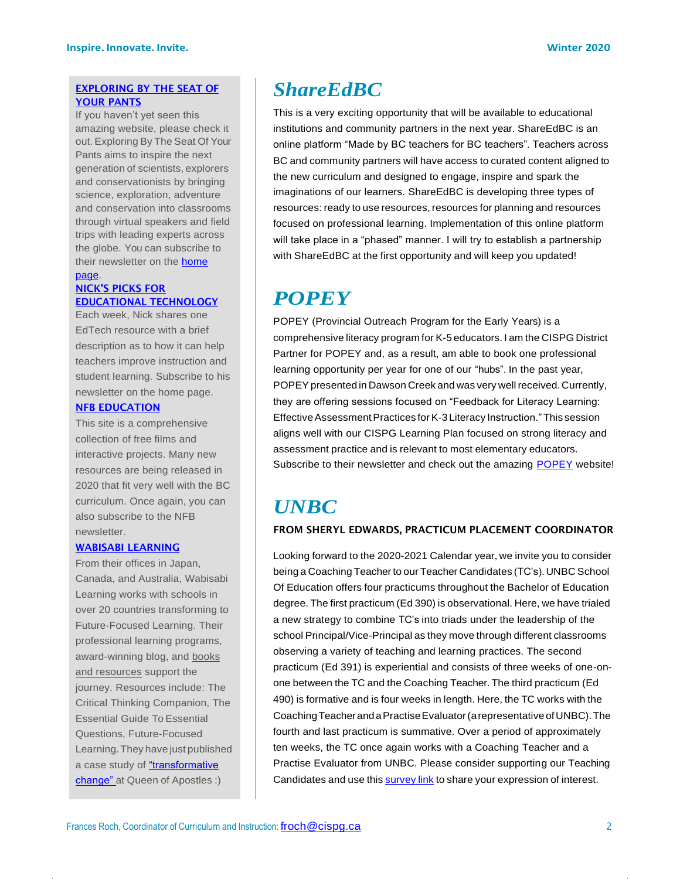### EXPLORING BY THE SEAT OF YOUR PANTS

If you haven't yet seen this amazing website, please check it out. Exploring By The Seat Of Your Pants aims to inspire the next generation of scientists, explorers and conservationists by bringing science, exploration, adventure and conservation into classrooms through virtual speakers and field trips with leading experts across the globe. You can subscribe to their newsletter on the home page.

### NICK'S PICKS FOR EDUCATIONAL TECHNOLOGY

Each week, Nick shares one EdTech resource with a brief description as to how it can help teachers improve instruction and student learning. Subscribe to his newsletter on the home page.

### NFB EDUCATION

This site is a comprehensive collection of free films and interactive projects. Many new resources are being released in 2020 that fit very well with the BC curriculum. Once again, you can also subscribe to the NFB newsletter.

### WABISABI LEARNING

From their offices in Japan, Canada, and Australia, Wabisabi Learning works with schools in over 20 countries transforming to Future-Focused Learning. Their professional learning programs, award-winning blog, and books and resources support the journey. Resources include: The Critical Thinking Companion, The Essential Guide To Essential Questions, Future-Focused Learning. They have just published a case study of "transformative change" at Queen of Apostles :)

# ShareEdBC

This is a very exciting opportunity that will be available to educational institutions and community partners in the next year. ShareEdBC is an online platform "Made by BC teachers for BC teachers". Teachers across BC and community partners will have access to curated content aligned to the new curriculum and designed to engage, inspire and spark the imaginations of our learners. ShareEdBC is developing three types of resources: ready to use resources, resources for planning and resources focused on professional learning. Implementation of this online platform will take place in a "phased" manner. I will try to establish a partnership with ShareEdBC at the first opportunity and will keep you updated!

# POPEY

POPEY (Provincial Outreach Program for the Early Years) is a comprehensive literacy program for K-5 educators. I am the CISPG District Partner for POPEY and, as a result, am able to book one professional learning opportunity per year for one of our "hubs". In the past year, POPEY presented in Dawson Creek and was very well received. Currently, they are offering sessions focused on "Feedback for Literacy Learning: Effective Assessment Practices for K-3 Literacy Instruction." This session aligns well with our CISPG Learning Plan focused on strong literacy and assessment practice and is relevant to most elementary educators. Subscribe to their newsletter and check out the amazing POPEY website!

# UNBC

**FROM SHERYL EDWARDS, PRACTICUM PLACEMENT COORDINATOR**

Looking forward to the 2020-2021 Calendar year, we invite you to consider being a Coaching Teacher to our Teacher Candidates (TC's). UNBC School Of Education offers four practicums throughout the Bachelor of Education degree. The first practicum (Ed 390) is observational. Here, we have trialed a new strategy to combine TC's into triads under the leadership of the school Principal/Vice-Principal as they move through different classrooms observing a variety of teaching and learning practices. The second practicum (Ed 391) is experiential and consists of three weeks of one-on-one between the TC and the Coaching Teacher. The third practicum (Ed 490) is formative and is four weeks in length. Here, the TC works with the Coaching Teacher and a Practise Evaluator (a representative of UNBC). The fourth and last practicum is summative. Over a period of approximately ten weeks, the TC once again works with a Coaching Teacher and a Practise Evaluator from UNBC. Please consider supporting our Teaching Candidates and use this survey link to share your expression of interest.

Frances Roch, Coordinator of Curriculum and Instruction: froch@cispg.ca